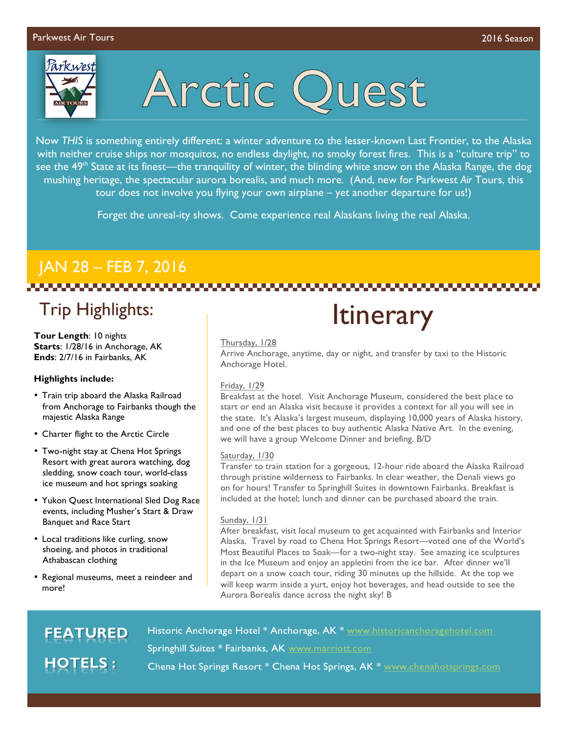# Arctic Quest

Now *THIS* is something entirely different: a winter adventure to the lesser-known Last Frontier, to the Alaska with neither cruise ships nor mosquitos, no endless daylight, no smoky forest fires. This is a "culture trip" to see the 49th State at its finest—the tranquility of winter, the blinding white snow on the Alaska Range, the dog mushing heritage, the spectacular aurora borealis, and much more. (And, new for Parkwest *Air* Tours, this tour does not involve you flying your own airplane – yet another departure for us!)

Forget the unreal-ity shows. Come experience real Alaskans living the real Alaska.

## JAN 28 – FEB 7, 2016

## Trip Highlights:

**Tour Length**: 10 nights
**Starts**: 1/28/16 in Anchorage, AK
**Ends**: 2/7/16 in Fairbanks, AK

**Highlights include:**

- Train trip aboard the Alaska Railroad from Anchorage to Fairbanks though the majestic Alaska Range
- Charter flight to the Arctic Circle
- Two-night stay at Chena Hot Springs Resort with great aurora watching, dog sledding, snow coach tour, world-class ice museum and hot springs soaking
- Yukon Quest International Sled Dog Race events, including Musher's Start & Draw Banquet and Race Start
- Local traditions like curling, snow shoeing, and photos in traditional Athabascan clothing
- Regional museums, meet a reindeer and more!

## Itinerary

Thursday, 1/28
Arrive Anchorage, anytime, day or night, and transfer by taxi to the Historic Anchorage Hotel.

Friday, 1/29
Breakfast at the hotel. Visit Anchorage Museum, considered the best place to start or end an Alaska visit because it provides a context for all you will see in the state. It's Alaska's largest museum, displaying 10,000 years of Alaska history, and one of the best places to buy authentic Alaska Native Art. In the evening, we will have a group Welcome Dinner and briefing. B/D

Saturday, 1/30
Transfer to train station for a gorgeous, 12-hour ride aboard the Alaska Railroad through pristine wilderness to Fairbanks. In clear weather, the Denali views go on for hours! Transfer to Springhill Suites in downtown Fairbanks. Breakfast is included at the hotel; lunch and dinner can be purchased aboard the train.

Sunday, 1/31
After breakfast, visit local museum to get acquainted with Fairbanks and Interior Alaska. Travel by road to Chena Hot Springs Resort—voted one of the World's Most Beautiful Places to Soak—for a two-night stay. See amazing ice sculptures in the Ice Museum and enjoy an appletini from the ice bar. After dinner we'll depart on a snow coach tour, riding 30 minutes up the hillside. At the top we will keep warm inside a yurt, enjoy hot beverages, and head outside to see the Aurora Borealis dance across the night sky! B

**FEATURED HOTELS:**

Historic Anchorage Hotel * Anchorage, AK * www.historicanchoragehotel.com
Springhill Suites * Fairbanks, AK www.marriott.com
Chena Hot Springs Resort * Chena Hot Springs, AK * www.chenahotsprings.com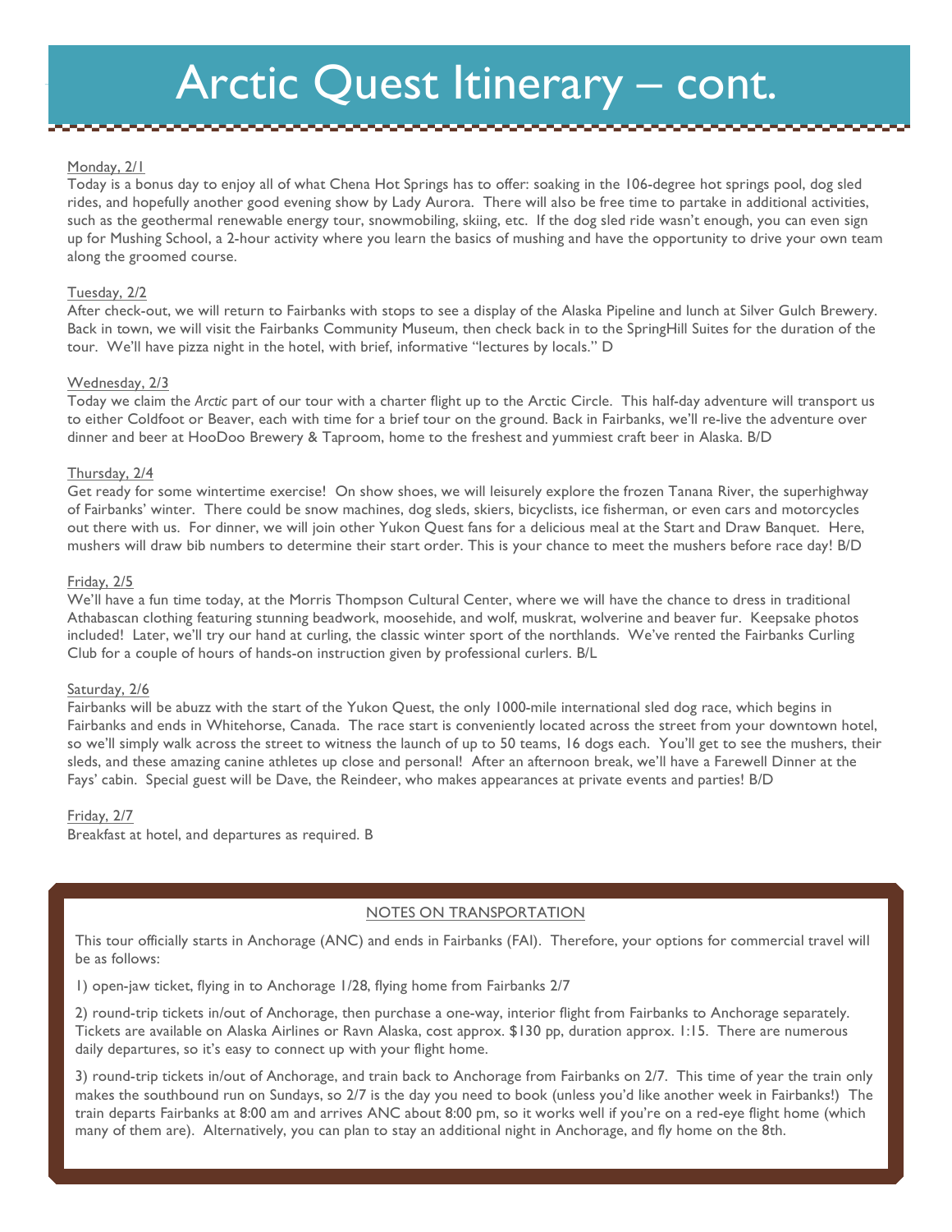# Arctic Quest Itinerary – cont.

Monday, 2/1

Today is a bonus day to enjoy all of what Chena Hot Springs has to offer: soaking in the 106-degree hot springs pool, dog sled rides, and hopefully another good evening show by Lady Aurora. There will also be free time to partake in additional activities, such as the geothermal renewable energy tour, snowmobiling, skiing, etc. If the dog sled ride wasn't enough, you can even sign up for Mushing School, a 2-hour activity where you learn the basics of mushing and have the opportunity to drive your own team along the groomed course.

Tuesday, 2/2

After check-out, we will return to Fairbanks with stops to see a display of the Alaska Pipeline and lunch at Silver Gulch Brewery. Back in town, we will visit the Fairbanks Community Museum, then check back in to the SpringHill Suites for the duration of the tour. We'll have pizza night in the hotel, with brief, informative "lectures by locals." D

Wednesday, 2/3

Today we claim the *Arctic* part of our tour with a charter flight up to the Arctic Circle. This half-day adventure will transport us to either Coldfoot or Beaver, each with time for a brief tour on the ground. Back in Fairbanks, we'll re-live the adventure over dinner and beer at HooDoo Brewery & Taproom, home to the freshest and yummiest craft beer in Alaska. B/D

Thursday, 2/4

Get ready for some wintertime exercise! On show shoes, we will leisurely explore the frozen Tanana River, the superhighway of Fairbanks' winter. There could be snow machines, dog sleds, skiers, bicyclists, ice fisherman, or even cars and motorcycles out there with us. For dinner, we will join other Yukon Quest fans for a delicious meal at the Start and Draw Banquet. Here, mushers will draw bib numbers to determine their start order. This is your chance to meet the mushers before race day! B/D

Friday, 2/5

We'll have a fun time today, at the Morris Thompson Cultural Center, where we will have the chance to dress in traditional Athabascan clothing featuring stunning beadwork, moosehide, and wolf, muskrat, wolverine and beaver fur. Keepsake photos included! Later, we'll try our hand at curling, the classic winter sport of the northlands. We've rented the Fairbanks Curling Club for a couple of hours of hands-on instruction given by professional curlers. B/L

Saturday, 2/6

Fairbanks will be abuzz with the start of the Yukon Quest, the only 1000-mile international sled dog race, which begins in Fairbanks and ends in Whitehorse, Canada. The race start is conveniently located across the street from your downtown hotel, so we'll simply walk across the street to witness the launch of up to 50 teams, 16 dogs each. You'll get to see the mushers, their sleds, and these amazing canine athletes up close and personal! After an afternoon break, we'll have a Farewell Dinner at the Fays' cabin. Special guest will be Dave, the Reindeer, who makes appearances at private events and parties! B/D

Friday, 2/7

Breakfast at hotel, and departures as required. B

## NOTES ON TRANSPORTATION

This tour officially starts in Anchorage (ANC) and ends in Fairbanks (FAI). Therefore, your options for commercial travel will be as follows:

1) open-jaw ticket, flying in to Anchorage 1/28, flying home from Fairbanks 2/7

2) round-trip tickets in/out of Anchorage, then purchase a one-way, interior flight from Fairbanks to Anchorage separately. Tickets are available on Alaska Airlines or Ravn Alaska, cost approx. $130 pp, duration approx. 1:15. There are numerous daily departures, so it's easy to connect up with your flight home.

3) round-trip tickets in/out of Anchorage, and train back to Anchorage from Fairbanks on 2/7. This time of year the train only makes the southbound run on Sundays, so 2/7 is the day you need to book (unless you'd like another week in Fairbanks!) The train departs Fairbanks at 8:00 am and arrives ANC about 8:00 pm, so it works well if you're on a red-eye flight home (which many of them are). Alternatively, you can plan to stay an additional night in Anchorage, and fly home on the 8th.